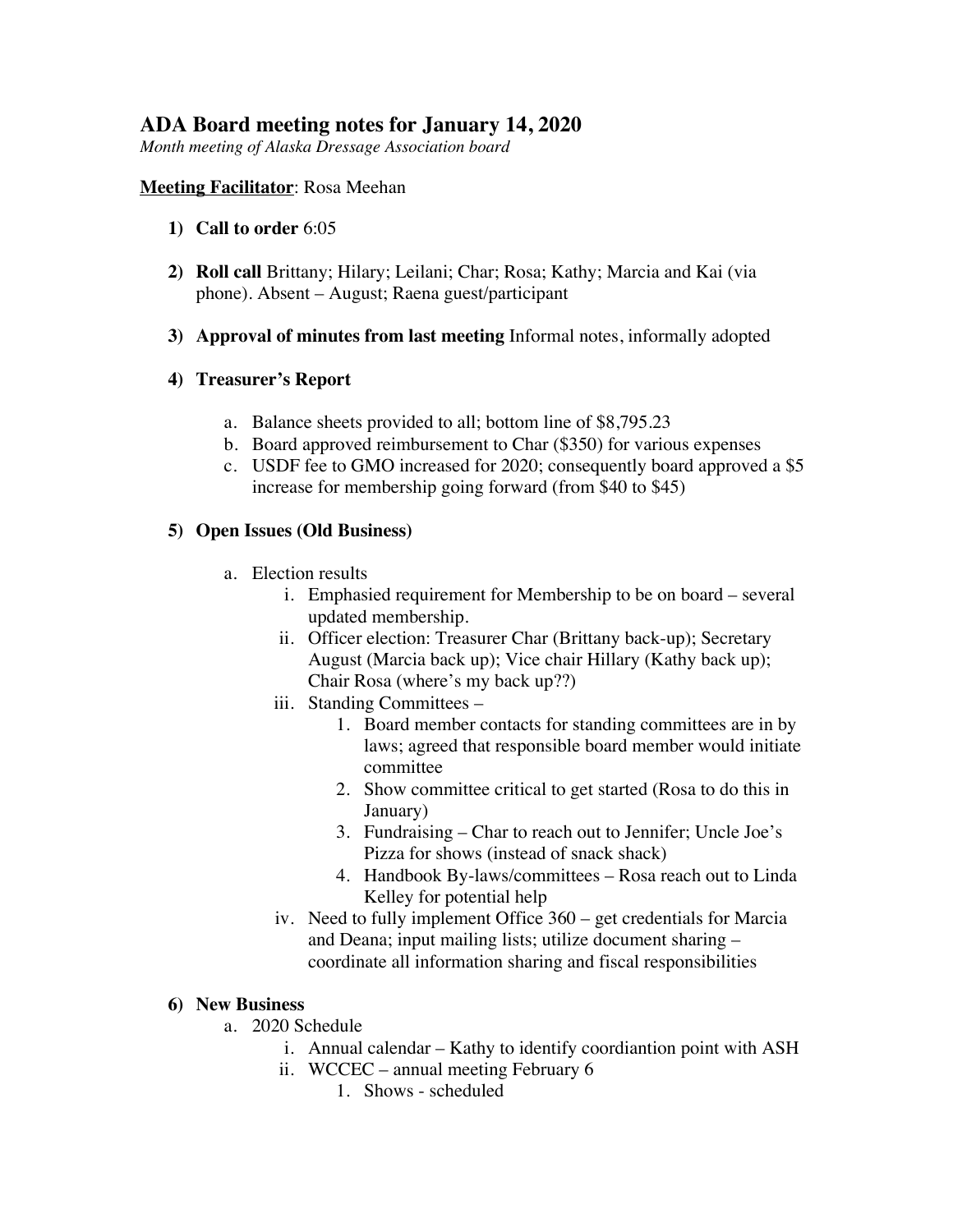# ADA Board meeting notes for January 14, 2020

*Month meeting of Alaska Dressage Association board*

**Meeting Facilitator**: Rosa Meehan

1) **Call to order** 6:05

2) **Roll call** Brittany; Hilary; Leilani; Char; Rosa; Kathy; Marcia and Kai (via phone). Absent – August; Raena guest/participant

3) **Approval of minutes from last meeting** Informal notes, informally adopted

4) **Treasurer's Report**

    a. Balance sheets provided to all; bottom line of $8,795.23
    b. Board approved reimbursement to Char ($350) for various expenses
    c. USDF fee to GMO increased for 2020; consequently board approved a $5 increase for membership going forward (from $40 to $45)

5) **Open Issues (Old Business)**

    a. Election results
        i. Emphasied requirement for Membership to be on board – several updated membership.
        ii. Officer election: Treasurer Char (Brittany back-up); Secretary August (Marcia back up); Vice chair Hillary (Kathy back up); Chair Rosa (where's my back up??)
        iii. Standing Committees –
            1. Board member contacts for standing committees are in by laws; agreed that responsible board member would initiate committee
            2. Show committee critical to get started (Rosa to do this in January)
            3. Fundraising – Char to reach out to Jennifer; Uncle Joe's Pizza for shows (instead of snack shack)
            4. Handbook By-laws/committees – Rosa reach out to Linda Kelley for potential help
        iv. Need to fully implement Office 360 – get credentials for Marcia and Deana; input mailing lists; utilize document sharing – coordinate all information sharing and fiscal responsibilities

6) **New Business**

    a. 2020 Schedule
        i. Annual calendar – Kathy to identify coordiantion point with ASH
        ii. WCCEC – annual meeting February 6
            1. Shows - scheduled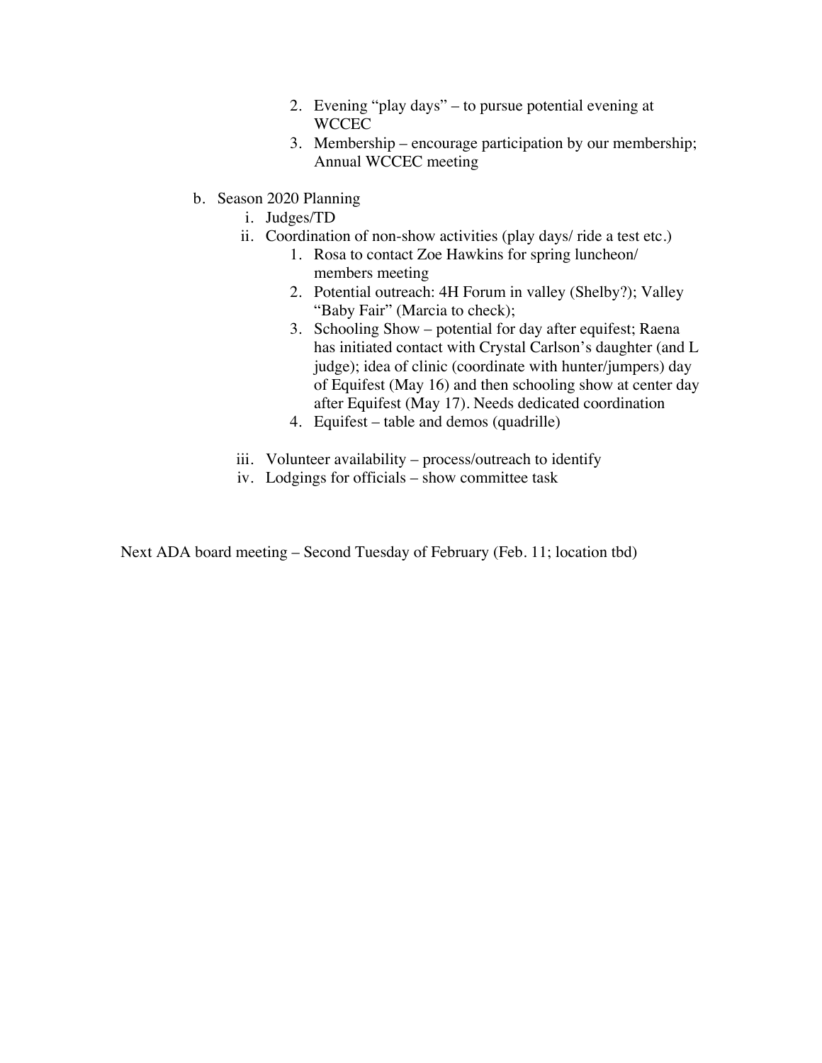2. Evening "play days" – to pursue potential evening at WCCEC
3. Membership – encourage participation by our membership; Annual WCCEC meeting

b. Season 2020 Planning
   i. Judges/TD
   ii. Coordination of non-show activities (play days/ ride a test etc.)
      1. Rosa to contact Zoe Hawkins for spring luncheon/ members meeting
      2. Potential outreach: 4H Forum in valley (Shelby?); Valley "Baby Fair" (Marcia to check);
      3. Schooling Show – potential for day after equifest; Raena has initiated contact with Crystal Carlson's daughter (and L judge); idea of clinic (coordinate with hunter/jumpers) day of Equifest (May 16) and then schooling show at center day after Equifest (May 17). Needs dedicated coordination
      4. Equifest – table and demos (quadrille)
   iii. Volunteer availability – process/outreach to identify
   iv. Lodgings for officials – show committee task

Next ADA board meeting – Second Tuesday of February (Feb. 11; location tbd)